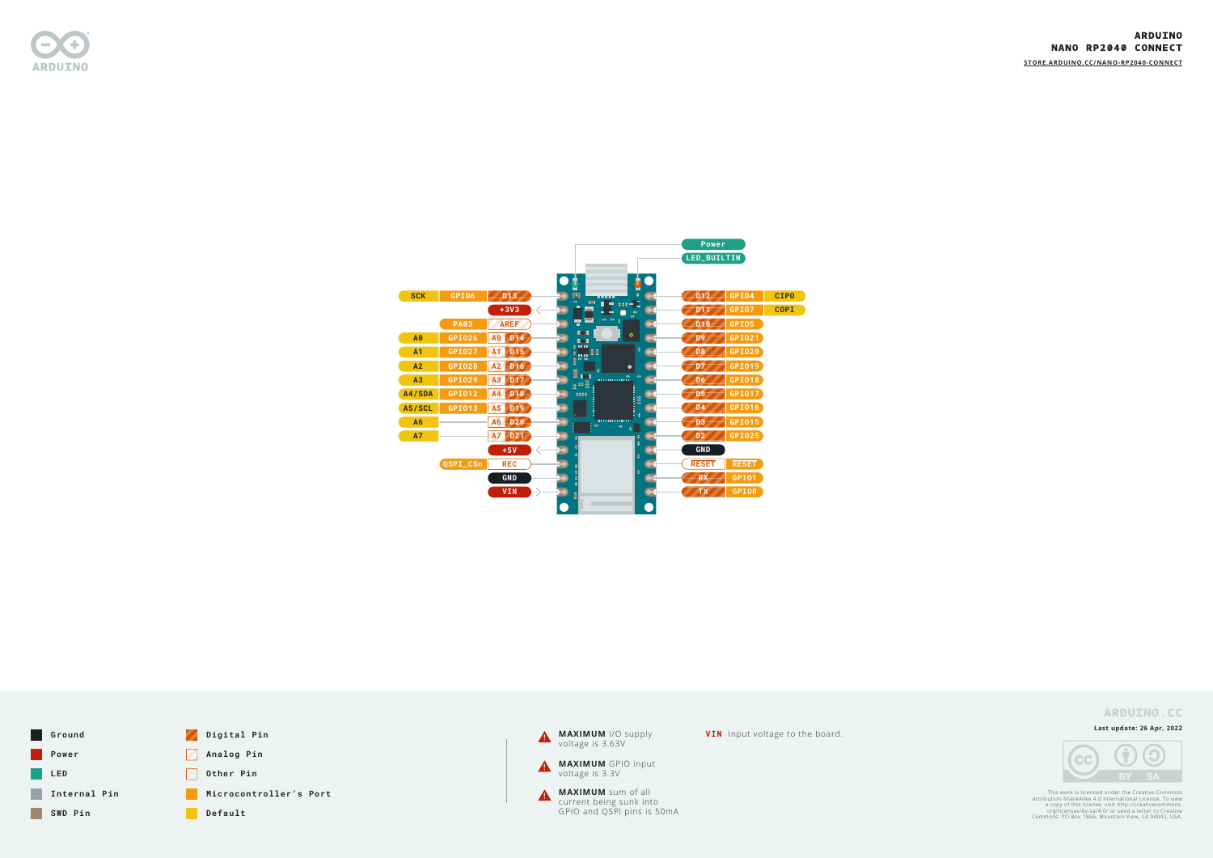# ARDUINO NANO RP2040 CONNECT

STORE.ARDUINO.CC/NANO-RP2040-CONNECT

| Default | Microcontroller's Port | Pin | Board Pin |
| --- | --- | --- | --- |
| SCK | GPIO6 | D13 | |
| | | +3V3 | |
| | PA03 | AREF | |
| A0 | GPIO26 | A0 | D14 |
| A1 | GPIO27 | A1 | D15 |
| A2 | GPIO28 | A2 | D16 |
| A3 | GPIO29 | A3 | D17 |
| A4/SDA | GPIO12 | A4 | D18 |
| A5/SCL | GPIO13 | A5 | D19 |
| A6 | | A6 | D20 |
| A7 | | A7 | D21 |
| | | +5V | |
| | QSPI_CSn | REC | |
| | | GND | |
| | | VIN | |

| Board Pin | Microcontroller's Port | Default |
| --- | --- | --- |
| Power | | |
| LED_BUILTIN | | |
| D12 | GPIO4 | CIPO |
| D11 | GPIO7 | COPI |
| D10 | GPIO5 | |
| D9 | GPIO21 | |
| D8 | GPIO20 | |
| D7 | GPIO19 | |
| D6 | GPIO18 | |
| D5 | GPIO17 | |
| D4 | GPIO16 | |
| D3 | GPIO15 | |
| D2 | GPIO25 | |
| GND | | |
| RESET | RESET | |
| RX | GPIO1 | |
| TX | GPIO0 | |

**Legend:**

- Ground
- Power
- LED
- Internal Pin
- SWD Pin
- Digital Pin
- Analog Pin
- Other Pin
- Microcontroller's Port
- Default

**MAXIMUM** I/O supply voltage is 3.63V

**MAXIMUM** GPIO input voltage is 3.3V

**MAXIMUM** sum of all current being sunk into GPIO and QSPI pins is 50mA

**VIN** Input voltage to the board.

ARDUINO.CC

Last update: 26 Apr, 2022

This work is licensed under the Creative Commons Attribution-ShareAlike 4.0 International License. To view a copy of this license, visit http://creativecommons.org/licenses/by-sa/4.0/ or send a letter to Creative Commons, PO Box 1866, Mountain View, CA 94042, USA.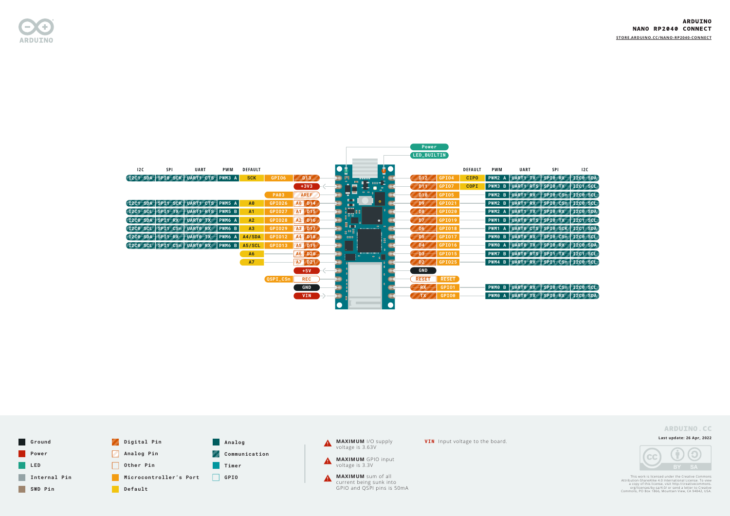# ARDUINO NANO RP2040 CONNECT

STORE.ARDUINO.CC/NANO-RP2040-CONNECT

Power

LED_BUILTIN

| I2C | SPI | UART | PWM | DEFAULT | | | |
|---|---|---|---|---|---|---|---|
| I2C1 SDA | SPI0 SCK | UART1 CTS | PWM3 A | SCK | GPIO6 | | D13 |
| | | | | | | | +3V3 |
| | | | | | PA03 | | AREF |
| I2C1 SDA | SPI1 SCK | UART1 CTS | PWM5 A | A0 | GPIO26 | A0 | D14 |
| I2C1 SCL | SPI1 TX | UART1 RTS | PWM5 B | A1 | GPIO27 | A1 | D15 |
| I2C0 SDA | SPI1 RX | UART0 TX | PWM6 A | A2 | GPIO28 | A2 | D16 |
| I2C0 SCL | SPI1 CSn | UART0 RX | PWM6 B | A3 | GPIO29 | A3 | D17 |
| I2C0 SDA | SPI1 RX | UART0 TX | PWM6 A | A4/SDA | GPIO12 | A4 | D18 |
| I2C0 SCL | SPI1 CSn | UART0 RX | PWM6 B | A5/SCL | GPIO13 | A5 | D19 |
| | | | | A6 | | A6 | D20 |
| | | | | A7 | | A7 | D21 |
| | | | | | | | +5V |
| | | | | | QSPI_CSn | | REC |
| | | | | | | | GND |
| | | | | | | | VIN |

| | | DEFAULT | PWM | UART | SPI | I2C |
|---|---|---|---|---|---|---|
| D12 | GPIO4 | CIPO | PWM2 A | UART1 TX | SPI0 RX | I2C0 SDA |
| D11 | GPIO7 | COPI | PWM3 B | UART1 RTS | SPI0 TX | I2C1 SCL |
| D10 | GPIO5 | | PWM2 B | UART1 RX | SPI0 CSn | I2C0 SCL |
| D9 | GPIO21 | | PWM2 B | UART1 RX | SPI0 CSn | I2C0 SCL |
| D8 | GPIO20 | | PWM2 A | UART1 TX | SPI0 RX | I2C0 SDA |
| D7 | GPIO19 | | PWM1 B | UART0 RTS | SPI0 TX | I2C1 SCL |
| D6 | GPIO18 | | PWM1 A | UART0 CTS | SPI0 SCK | I2C1 SDA |
| D5 | GPIO17 | | PWM0 B | UART0 RX | SPI0 CSn | I2C0 SCL |
| D4 | GPIO16 | | PWM0 A | UART0 TX | SPI0 RX | I2C0 SDA |
| D3 | GPIO15 | | PWM7 B | UART0 RTS | SPI1 TX | I2C1 SCL |
| D2 | GPIO25 | | PWM4 B | UART1 RX | SPI1 CSn | I2C0 SCL |
| GND | | | | | | |
| RESET | RESET | | | | | |
| RX | GPIO1 | | PWM0 B | UART0 RX | SPI0 CSn | I2C0 SCL |
| TX | GPIO0 | | PWM0 A | UART0 TX | SPI0 RX | I2C0 SDA |

**Legend:**

- Ground
- Power
- LED
- Internal Pin
- SWD Pin
- Digital Pin
- Analog Pin
- Other Pin
- Microcontroller's Port
- Default
- Analog
- Communication
- Timer
- GPIO

**MAXIMUM** I/O supply voltage is 3.63V

**MAXIMUM** GPIO input voltage is 3.3V

**MAXIMUM** sum of all current being sunk into GPIO and QSPI pins is 50mA

**VIN** Input voltage to the board.

ARDUINO.CC

**Last update: 26 Apr, 2022**

This work is licensed under the Creative Commons Attribution-ShareAlike 4.0 International License. To view a copy of this license, visit http://creativecommons.org/licenses/by-sa/4.0/ or send a letter to Creative Commons, PO Box 1866, Mountain View, CA 94042, USA.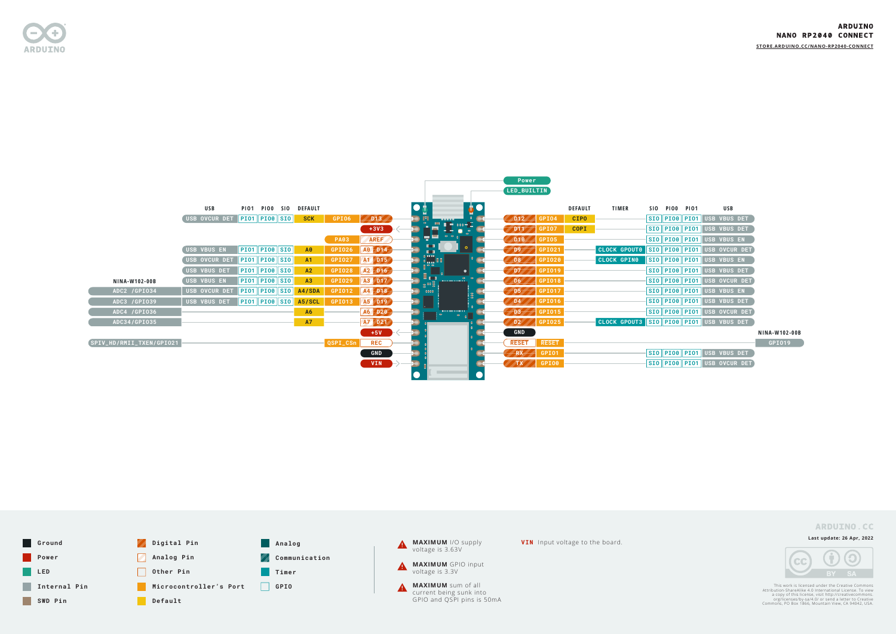# ARDUINO NANO RP2040 CONNECT

STORE.ARDUINO.CC/NANO-RP2040-CONNECT

**Board top:** Power, LED_BUILTIN

## Left header

| NINA-W102-00B | USB | PIO1 | PIO0 | SIO | DEFAULT | | | Pin |
|---|---|---|---|---|---|---|---|---|
| | USB OVCUR DET | PIO1 | PIO0 | SIO | SCK | GPIO6 | | D13 |
| | | | | | | | | +3V3 |
| | | | | | | PA03 | | AREF |
| | USB VBUS EN | PIO1 | PIO0 | SIO | A0 | GPIO26 | A0 | D14 |
| | USB OVCUR DET | PIO1 | PIO0 | SIO | A1 | GPIO27 | A1 | D15 |
| | USB VBUS DET | PIO1 | PIO0 | SIO | A2 | GPIO28 | A2 | D16 |
| | USB VBUS EN | PIO1 | PIO0 | SIO | A3 | GPIO29 | A3 | D17 |
| ADC2 /GPIO34 | USB OVCUR DET | PIO1 | PIO0 | SIO | A4/SDA | GPIO12 | A4 | D18 |
| ADC3 /GPIO39 | USB VBUS DET | PIO1 | PIO0 | SIO | A5/SCL | GPIO13 | A5 | D19 |
| ADC4 /GPIO36 | | | | | A6 | | A6 | D20 |
| ADC34/GPIO35 | | | | | A7 | | A7 | D21 |
| | | | | | | | | +5V |
| SPIV_HD/RMII_TXEN/GPIO21 | | | | | | QSPI_CSn | | REC |
| | | | | | | | | GND |
| | | | | | | | | VIN |

## Right header

| Pin | | DEFAULT | TIMER | SIO | PIO0 | PIO1 | USB | NINA-W102-00B |
|---|---|---|---|---|---|---|---|---|
| D12 | GPIO4 | CIPO | | SIO | PIO0 | PIO1 | USB VBUS DET | |
| D11 | GPIO7 | COPI | | SIO | PIO0 | PIO1 | USB VBUS DET | |
| D10 | GPIO5 | | | SIO | PIO0 | PIO1 | USB VBUS EN | |
| D9 | GPIO21 | | CLOCK GPOUT0 | SIO | PIO0 | PIO1 | USB OVCUR DET | |
| D8 | GPIO20 | | CLOCK GPIN0 | SIO | PIO0 | PIO1 | USB VBUS EN | |
| D7 | GPIO19 | | | SIO | PIO0 | PIO1 | USB VBUS DET | |
| D6 | GPIO18 | | | SIO | PIO0 | PIO1 | USB OVCUR DET | |
| D5 | GPIO17 | | | SIO | PIO0 | PIO1 | USB VBUS EN | |
| D4 | GPIO16 | | | SIO | PIO0 | PIO1 | USB VBUS DET | |
| D3 | GPIO15 | | | SIO | PIO0 | PIO1 | USB OVCUR DET | |
| D2 | GPIO25 | | CLOCK GPOUT3 | SIO | PIO0 | PIO1 | USB VBUS DET | |
| GND | | | | | | | | |
| RESET | RESET | | | | | | | GPIO19 |
| RX | GPIO1 | | | SIO | PIO0 | PIO1 | USB VBUS DET | |
| TX | GPIO0 | | | SIO | PIO0 | PIO1 | USB OVCUR DET | |

## Legend

- Ground
- Power
- LED
- Internal Pin
- SWD Pin
- Digital Pin
- Analog Pin
- Other Pin
- Microcontroller's Port
- Default
- Analog
- Communication
- Timer
- GPIO

**MAXIMUM** I/O supply voltage is 3.63V

**MAXIMUM** GPIO input voltage is 3.3V

**MAXIMUM** sum of all current being sunk into GPIO and QSPI pins is 50mA

**VIN** Input voltage to the board.

ARDUINO.CC

Last update: 26 Apr, 2022

This work is licensed under the Creative Commons Attribution-ShareAlike 4.0 International License. To view a copy of this license, visit http://creativecommons.org/licenses/by-sa/4.0/ or send a letter to Creative Commons, PO Box 1866, Mountain View, CA 94042, USA.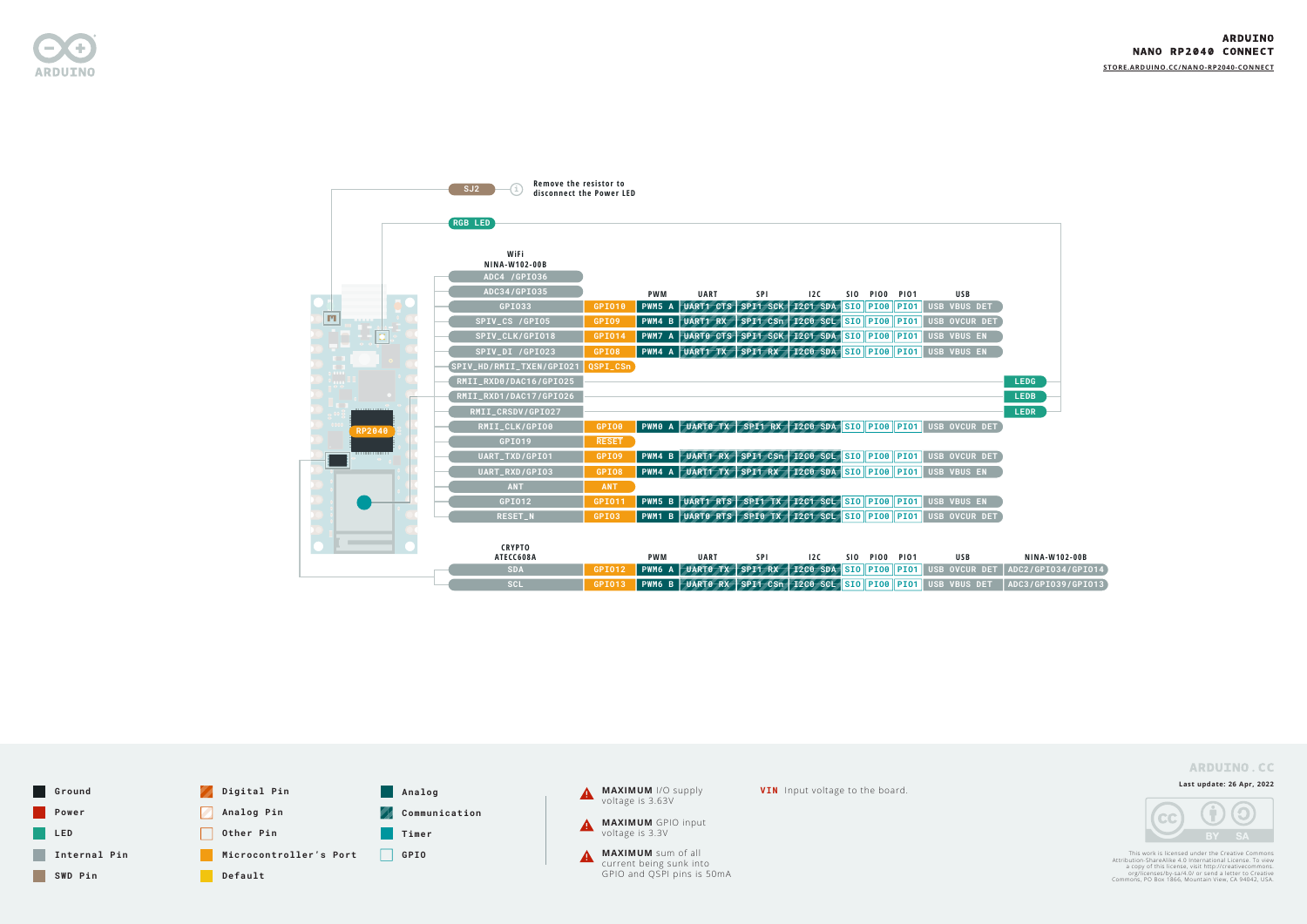# ARDUINO NANO RP2040 CONNECT

STORE.ARDUINO.CC/NANO-RP2040-CONNECT

SJ2 — Remove the resistor to disconnect the Power LED

RGB LED

RP2040

**WiFi NINA-W102-00B**

| NINA-W102-00B | RP2040 | PWM | UART | SPI | I2C | SIO | PIO0 | PIO1 | USB | |
|---|---|---|---|---|---|---|---|---|---|---|
| ADC4 /GPIO36 | | | | | | | | | | |
| ADC34/GPIO35 | | | | | | | | | | |
| GPIO33 | GPIO10 | PWM5 A | UART1 CTS | SPI1 SCK | I2C1 SDA | SIO | PIO0 | PIO1 | USB VBUS DET | |
| SPIV_CS /GPIO5 | GPIO9 | PWM4 B | UART1 RX | SPI1 CSn | I2C0 SCL | SIO | PIO0 | PIO1 | USB OVCUR DET | |
| SPIV_CLK/GPIO18 | GPIO14 | PWM7 A | UART0 CTS | SPI1 SCK | I2C1 SDA | SIO | PIO0 | PIO1 | USB VBUS EN | |
| SPIV_DI /GPIO23 | GPIO8 | PWM4 A | UART1 TX | SPI1 RX | I2C0 SDA | SIO | PIO0 | PIO1 | USB VBUS EN | |
| SPIV_HD/RMII_TXEN/GPIO21 | QSPI_CSn | | | | | | | | | |
| RMII_RXD0/DAC16/GPIO25 | | | | | | | | | | LEDG |
| RMII_RXD1/DAC17/GPIO26 | | | | | | | | | | LEDB |
| RMII_CRSDV/GPIO27 | | | | | | | | | | LEDR |
| RMII_CLK/GPIO0 | GPIO0 | PWM0 A | UART0 TX | SPI1 RX | I2C0 SDA | SIO | PIO0 | PIO1 | USB OVCUR DET | |
| GPIO19 | RESET | | | | | | | | | |
| UART_TXD/GPIO1 | GPIO9 | PWM4 B | UART1 RX | SPI1 CSn | I2C0 SCL | SIO | PIO0 | PIO1 | USB OVCUR DET | |
| UART_RXD/GPIO3 | GPIO8 | PWM4 A | UART1 TX | SPI1 RX | I2C0 SDA | SIO | PIO0 | PIO1 | USB VBUS EN | |
| ANT | ANT | | | | | | | | | |
| GPIO12 | GPIO11 | PWM5 B | UART1 RTS | SPI1 TX | I2C1 SCL | SIO | PIO0 | PIO1 | USB VBUS EN | |
| RESET_N | GPIO3 | PWM1 B | UART0 RTS | SPI0 TX | I2C1 SCL | SIO | PIO0 | PIO1 | USB OVCUR DET | |

**CRYPTO ATECC608A**

| CRYPTO ATECC608A | RP2040 | PWM | UART | SPI | I2C | SIO | PIO0 | PIO1 | USB | NINA-W102-00B |
|---|---|---|---|---|---|---|---|---|---|---|
| SDA | GPIO12 | PWM6 A | UART0 TX | SPI1 RX | I2C0 SDA | SIO | PIO0 | PIO1 | USB OVCUR DET | ADC2/GPIO34/GPIO14 |
| SCL | GPIO13 | PWM6 B | UART0 RX | SPI1 CSn | I2C0 SCL | SIO | PIO0 | PIO1 | USB VBUS DET | ADC3/GPIO39/GPIO13 |

**Legend:**

- Ground
- Power
- LED
- Internal Pin
- SWD Pin
- Digital Pin
- Analog Pin
- Other Pin
- Microcontroller's Port
- Default
- Analog
- Communication
- Timer
- GPIO

**MAXIMUM** I/O supply voltage is 3.63V

**MAXIMUM** GPIO input voltage is 3.3V

**MAXIMUM** sum of all current being sunk into GPIO and QSPI pins is 50mA

**VIN** Input voltage to the board.

ARDUINO.CC

Last update: 26 Apr, 2022

This work is licensed under the Creative Commons Attribution-ShareAlike 4.0 International License. To view a copy of this license, visit http://creativecommons.org/licenses/by-sa/4.0/ or send a letter to Creative Commons, PO Box 1866, Mountain View, CA 94042, USA.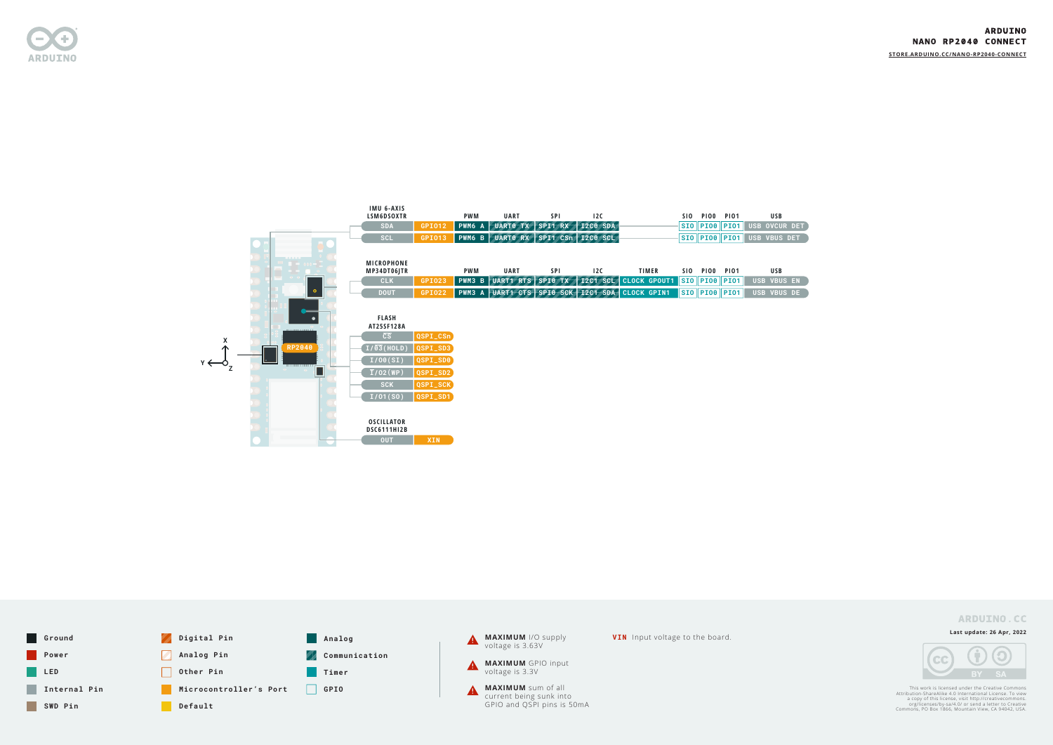# ARDUINO NANO RP2040 CONNECT

STORE.ARDUINO.CC/NANO-RP2040-CONNECT

### IMU 6-AXIS LSM6DSOXTR

| Pin | Port | PWM | UART | SPI | I2C | SIO | PIO0 | PIO1 | USB |
|---|---|---|---|---|---|---|---|---|---|
| SDA | GPIO12 | PWM6 A | UART0 TX | SPI1 RX | I2C0 SDA | SIO | PIO0 | PIO1 | USB OVCUR DET |
| SCL | GPIO13 | PWM6 B | UART0 RX | SPI1 CSn | I2C0 SCL | SIO | PIO0 | PIO1 | USB VBUS DET |

### MICROPHONE MP34DT06JTR

| Pin | Port | PWM | UART | SPI | I2C | TIMER | SIO | PIO0 | PIO1 | USB |
|---|---|---|---|---|---|---|---|---|---|---|
| CLK | GPIO23 | PWM3 B | UART1 RTS | SPI0 TX | I2C1 SCL | CLOCK GPOUT1 | SIO | PIO0 | PIO1 | USB VBUS EN |
| DOUT | GPIO22 | PWM3 A | UART1 CTS | SPI0 SCK | I2C1 SDA | CLOCK GPIN1 | SIO | PIO0 | PIO1 | USB VBUS DE |

### FLASH AT25SF128A

| Pin | Port |
|---|---|
| CS | QSPI_CSn |
| I/O3(HOLD) | QSPI_SD3 |
| I/O0(SI) | QSPI_SD0 |
| I/O2(WP) | QSPI_SD2 |
| SCK | QSPI_SCK |
| I/O1(SO) | QSPI_SD1 |

### OSCILLATOR DSC6111HI2B

| Pin | Port |
|---|---|
| OUT | XIN |

RP2040

X, Y, Z

### Legend

- Ground
- Power
- LED
- Internal Pin
- SWD Pin
- Digital Pin
- Analog Pin
- Other Pin
- Microcontroller's Port
- Default
- Analog
- Communication
- Timer
- GPIO

**MAXIMUM** I/O supply voltage is 3.63V

**MAXIMUM** GPIO input voltage is 3.3V

**MAXIMUM** sum of all current being sunk into GPIO and QSPI pins is 50mA

**VIN** Input voltage to the board.

ARDUINO.CC

**Last update: 26 Apr, 2022**

This work is licensed under the Creative Commons Attribution-ShareAlike 4.0 International License. To view a copy of this license, visit http://creativecommons.org/licenses/by-sa/4.0/ or send a letter to Creative Commons, PO Box 1866, Mountain View, CA 94042, USA.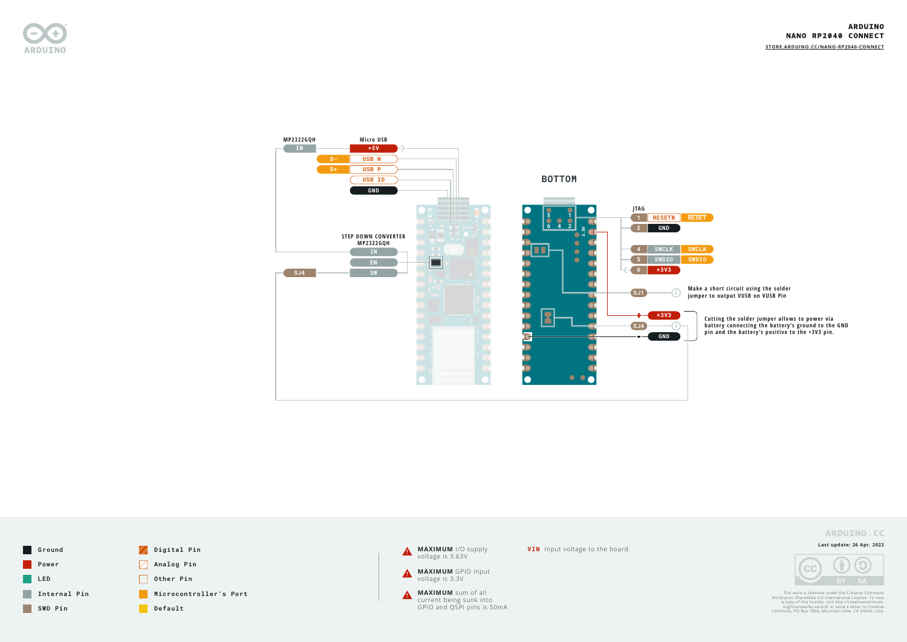# ARDUINO NANO RP2040 CONNECT

STORE.ARDUINO.CC/NANO-RP2040-CONNECT

MP2322GQH

IN

Micro USB

+5V

D- USB N

D+ USB P

USB ID

GND

STEP DOWN CONVERTER MP2322GQH

IN

EN

SJ4 SW

BOTTOM

JTAG

1 RESETN RESET

2 GND

4 SWCLK SWCLK

5 SWDIO SWDIO

6 +3V3

SJ1 Make a short circuit using the solder jumper to output VUSB on VUSB Pin

+3V3

SJ4

GND

Cutting the solder jumper allows to power via battery connecting the battery's ground to the GND pin and the battery's positive to the +3V3 pin.

- Ground
- Power
- LED
- Internal Pin
- SWD Pin
- Digital Pin
- Analog Pin
- Other Pin
- Microcontroller's Port
- Default

**MAXIMUM** I/O supply voltage is 3.63V

**MAXIMUM** GPIO input voltage is 3.3V

**MAXIMUM** sum of all current being sunk into GPIO and QSPI pins is 50mA

**VIN** Input voltage to the board.

ARDUINO.CC

Last update: 26 Apr, 2022

This work is licensed under the Creative Commons Attribution-ShareAlike 4.0 International License. To view a copy of this license, visit http://creativecommons.org/licenses/by-sa/4.0/ or send a letter to Creative Commons, PO Box 1866, Mountain View, CA 94042, USA.